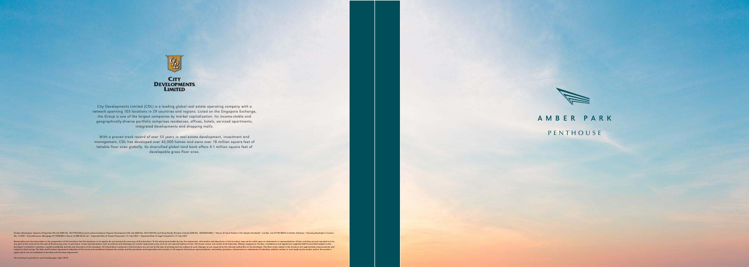City Developments Limited

City Developments Limited (CDL) is a leading global real estate operating company with a network spanning 103 locations in 29 countries and regions. Listed on the Singapore Exchange, the Group is one of the largest companies by market capitalisation. Its income-stable and geographically-diverse portfolio comprises residences, offices, hotels, serviced apartments, integrated developments and shopping malls.

With a proven track record of over 55 years in real estate development, investment and management, CDL has developed over 43,000 homes and owns over 18 million square feet of lettable floor area globally. Its diversified global land bank offers 4.1 million square feet of developable gross floor area.

Vendor (Developer): Aquarius Properties Pte Ltd (UEN No. 201729223G) (a joint venture between Citycene Development Pte Ltd (UEN No. 201716421H) and Hong Realty (Private) Limited (UEN No. 196200024W)) • Tenure of Land: Estate in Fee Simple (Freehold) • Lot No.: Lot 07794 MK25 at Amber Gardens • Housing Developer's Licence No.: C1299 • Encumbrances: Mortgage IF/176058M in favour of DBS Bank Ltd • Expected Date of Vacant Possession: 31 July 2024 • Expected Date of Legal Completion: 31 July 2027

Reasonable care has been taken in the preparation of this brochure, but the developer or its agents do not warrant the accuracy of this brochure. To the extent permissible by law, the statements, information and depictions in this brochure may not be relied upon as statements or representations of fact, and they are not intended to form any part of the contract for the sale of the housing units. In particular, visual representations such as pictures and drawings are artists' impressions only and are not representations of fact. The brand, colour and model of all materials, fittings, equipment, finishes, installations and appliances supplied shall be provided subject to the developer's architect's selection, market availability and the sole discretion of the developer. All information contained in this brochure are current at the time of printing and are subject to such changes as are required by the relevant authorities or the developer. The floor areas stated in the brochure are approximate measurements and subject to final survey. The Sale and Purchase Agreement embodies all the terms and conditions between the vendor and the purchaser and supersedes and cancels in all respects all previous representations, warranties, promises, inducements or statements of intention, whether written or oral made by the vendor and/or the vendor's agent which are not embodied in the Sale and Purchase Agreement.

This brochure is printed on eco-friendly paper, April 2019.

# AMBER PARK

## PENTHOUSE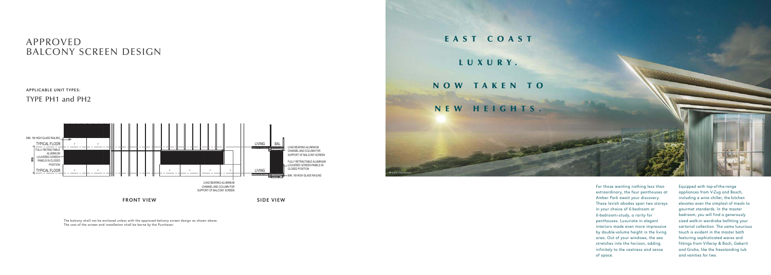# APPROVED BALCONY SCREEN DESIGN

**APPLICABLE UNIT TYPES:**

TYPE PH1 and PH2

MIN. 1M HIGH GLASS RAILING

TYPICAL FLOOR

FULLY RETRACTABLE ALUMINIUM LOUVERED SCREEN PANELS IN CLOSED POSITION

3150

TYPICAL FLOOR

LOAD BEARING ALUMINIUM CHANNEL AND COLUMN FOR SUPPORT OF BALCONY SCREEN

LIVING

BAL

LOAD BEARING ALUMINIUM CHANNEL AND COLUMN FOR SUPPORT OF BALCONY SCREEN

FULLY RETRACTABLE ALUMINIUM LOUVERED SCREEN PANELS IN CLOSED POSITION

LIVING

MIN. 1M HIGH GLASS RAILING

**FRONT VIEW**

**SIDE VIEW**

The balcony shall not be enclosed unless with the approved balcony screen design as shown above.
The cost of the screen and installation shall be borne by the Purchaser.

# EAST COAST LUXURY. NOW TAKEN TO NEW HEIGHTS.

*Artist's impression*

For those wanting nothing less than extraordinary, the four penthouses at Amber Park await your discovery. These lavish abodes span two storeys in your choice of 6-bedroom or 6-bedroom+study, a rarity for penthouses. Luxuriate in elegant interiors made even more impressive by double-volume height in the living area. Out of your windows, the sea stretches into the horizon, adding infinitely to the vastness and sense of space.

Equipped with top-of-the-range appliances from V-Zug and Bosch, including a wine chiller, the kitchen elevates even the simplest of meals to gourmet standards. In the master bedroom, you will find a generously sized walk-in wardrobe befitting your sartorial collection. The same luxurious touch is evident in the master bath featuring sophisticated wares and fittings from Villeroy & Boch, Geberit and Grohe, like the freestanding tub and vanities for two.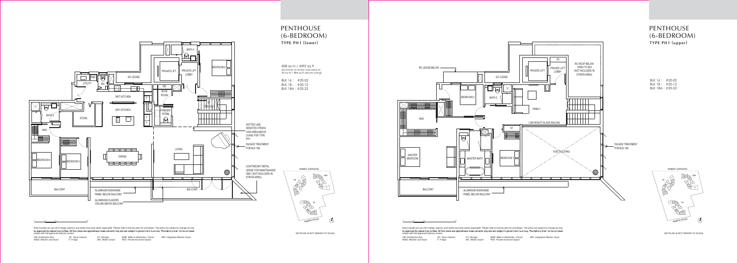# PENTHOUSE (6-BEDROOM)

## TYPE PH1 (lower)

408 sq m / 4392 sq ft
(Inclusive of strata void area of 45 sq m / 484 sq ft above Living)

BLK 16 : #20-02
BLK 18 : #20-12
BLK 18A : #20-22

BATH 4
PRIVATE LIFT
PRIVATE LIFT LOBBY
BEDROOM 6
W&D
UTILITY
WC
A/C LEDGE
DB
SHOE ROOM
WET KITCHEN
F
DRY KITCHEN
POWDER ROOM
BATH 5
STORE
WIW
DOTTED LINE DENOTES STRATA VOID AREA ABOVE LIVING FOR TYPE PH1
FACADE TREATMENT FOR BLK 18A
LIVING
DINING
BEDROOM 4
BEDROOM 5
LIGHTWEIGHT METAL LEDGE FOR MAINTENANCE ONLY (NOT INCLUDED IN STRATA AREA)
BALCONY
ALUMINIUM SUNSHADE PANEL BELOW BALCONY
ALUMINIUM CLADDED CEILING ABOVE BALCONY
BALCONY

AMBER GARDENS
18A
18
16
AMBER ROAD

KEYPLAN IS NOT DRAWN TO SCALE

Area includes air-con (A/C) ledge, balcony and strata void area where applicable. Please refer to the key plan for orientation. The plans are subject to change as may be approved by relevant authorities. All floor plans are approximate measurements only and are subject to government re-survey. The balcony shall not be enclosed unless with the approved balcony screen.

*DB: Distribution Box* *SC: Shoe Cabinet* *ST: Storage* *WIW: Walk-in-Wardrobe / Closet* *WD: Integrated Washer Dryer*
*W&D: Washer and Dryer* *F: Fridge* *WC: Water Closet* *PES: Private Enclosed Space*

# PENTHOUSE (6-BEDROOM)

## TYPE PH1 (upper)

BLK 16 : #20-02
BLK 18 : #20-12
BLK 18A : #20-22

RC LEDGE BELOW
SC
PRIVATE LIFT
PRIVATE LIFT LOBBY
RC ROOF BELOW OPEN TO SKY (NOT INCLUDED IN STRATA AREA)
A/C LEDGE
BEDROOM 2
BATH 2
FAMILY
WIW
1.2M HEIGHT GLASS RAILING
ST
VOID TO LIVING
FACADE TREATMENT FOR BLK 18A
MASTER BEDROOM
MASTER BATH
BEDROOM 3
BALCONY
ALUMINIUM SUNSHADE PANEL BELOW BALCONY

AMBER GARDENS
18A
18
16
AMBER ROAD

KEYPLAN IS NOT DRAWN TO SCALE

Area includes air-con (A/C) ledge, balcony and strata void area where applicable. Please refer to the key plan for orientation. The plans are subject to change as may be approved by relevant authorities. All floor plans are approximate measurements only and are subject to government re-survey. The balcony shall not be enclosed unless with the approved balcony screen.

*DB: Distribution Box* *SC: Shoe Cabinet* *ST: Storage* *WIW: Walk-in-Wardrobe / Closet* *WD: Integrated Washer Dryer*
*W&D: Washer and Dryer* *F: Fridge* *WC: Water Closet* *PES: Private Enclosed Space*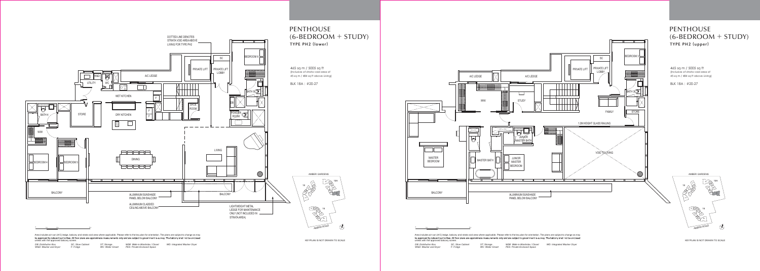## PENTHOUSE (6-BEDROOM + STUDY)

### TYPE PH2 (lower)

465 sq m / 5005 sq ft
(Inclusive of strata void area of 45 sq m / 484 sq ft above Living)

BLK 18A : #20-27

DOTTED LINE DENOTES STRATA VOID AREA ABOVE LIVING FOR TYPE PH2

SC
PRIVATE LIFT
PRIVATE LIFT LOBBY
BEDROOM 6
A/C LEDGE
W&D
UTILITY
WC
WET KITCHEN
BATH 5
DB
SHOE ROOM
BATH 4
STORE
DRY KITCHEN
POWDER ROOM
WIW
LIVING
BEDROOM 4
BEDROOM 5
DINING
BALCONY
ALUMINIUM SUNSHADE PANEL BELOW BALCONY
BALCONY
ALUMINIUM CLADDED CEILING ABOVE BALCONY
LIGHTWEIGHT METAL LEDGE FOR MAINTENANCE ONLY (NOT INCLUDED IN STRATA AREA)

AMBER GARDENS
18A
18
16
AMBER ROAD

KEYPLAN IS NOT DRAWN TO SCALE

Area includes air-con (A/C) ledge, balcony and strata void area where applicable. Please refer to the key plan for orientation. The plans are subject to change as may be approved by relevant authorities. All floor plans are approximate measurements only and are subject to government re-survey. The balcony shall not be enclosed unless with the approved balcony screen.

DB: Distribution Box
W&D: Washer and Dryer
SC: Shoe Cabinet
F: Fridge
ST: Storage
WC: Water Closet
WIW: Walk-in-Wardrobe / Closet
PES: Private Enclosed Space
IWD: Integrated Washer Dryer

## PENTHOUSE (6-BEDROOM + STUDY)

### TYPE PH2 (upper)

465 sq m / 5005 sq ft
(Inclusive of strata void area of 45 sq m / 484 sq ft above Living)

BLK 18A : #20-27

SC
PRIVATE LIFT
PRIVATE LIFT LOBBY
BEDROOM 3
A/C LEDGE
A/C LEDGE
BATH 3
WIW
STUDY
FAMILY
STORE
1.2M HEIGHT GLASS RAILING
JUNIOR MASTER BATH
VOID TO LIVING
MASTER BEDROOM
MASTER BATH
JUNIOR MASTER BEDROOM
BALCONY
ALUMINIUM SUNSHADE PANEL BELOW BALCONY

AMBER GARDENS
18A
18
16
AMBER ROAD

KEYPLAN IS NOT DRAWN TO SCALE

Area includes air-con (A/C) ledge, balcony and strata void area where applicable. Please refer to the key plan for orientation. The plans are subject to change as may be approved by relevant authorities. All floor plans are approximate measurements only and are subject to government re-survey. The balcony shall not be enclosed unless with the approved balcony screen.

DB: Distribution Box
W&D: Washer and Dryer
SC: Shoe Cabinet
F: Fridge
ST: Storage
WC: Water Closet
WIW: Walk-in-Wardrobe / Closet
PES: Private Enclosed Space
IWD: Integrated Washer Dryer